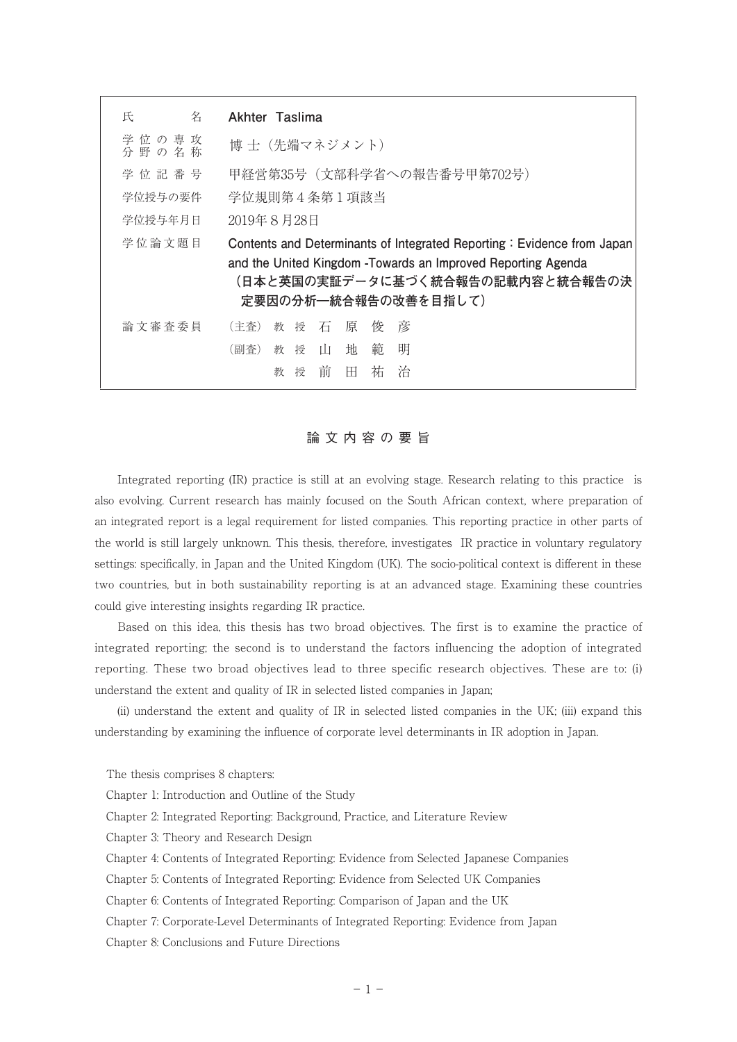| 氏名 | Akhter Taslima |
|---|---|
| 学位の専攻分野の名称 | 博士（先端マネジメント） |
| 学位記番号 | 甲経営第35号（文部科学省への報告番号甲第702号） |
| 学位授与の要件 | 学位規則第４条第１項該当 |
| 学位授与年月日 | 2019年８月28日 |
| 学位論文題目 | **Contents and Determinants of Integrated Reporting：Evidence from Japan and the United Kingdom -Towards an Improved Reporting Agenda（日本と英国の実証データに基づく統合報告の記載内容と統合報告の決定要因の分析―統合報告の改善を目指して）** |
| 論文審査委員 | （主査）教授　石原俊彦<br>（副査）教授　山地範明<br>教授　前田祐治 |

## 論文内容の要旨

Integrated reporting (IR) practice is still at an evolving stage. Research relating to this practice is also evolving. Current research has mainly focused on the South African context, where preparation of an integrated report is a legal requirement for listed companies. This reporting practice in other parts of the world is still largely unknown. This thesis, therefore, investigates IR practice in voluntary regulatory settings: specifically, in Japan and the United Kingdom (UK). The socio-political context is different in these two countries, but in both sustainability reporting is at an advanced stage. Examining these countries could give interesting insights regarding IR practice.

Based on this idea, this thesis has two broad objectives. The first is to examine the practice of integrated reporting; the second is to understand the factors influencing the adoption of integrated reporting. These two broad objectives lead to three specific research objectives. These are to: (i) understand the extent and quality of IR in selected listed companies in Japan;

(ii) understand the extent and quality of IR in selected listed companies in the UK; (iii) expand this understanding by examining the influence of corporate level determinants in IR adoption in Japan.

The thesis comprises 8 chapters:

Chapter 1: Introduction and Outline of the Study

Chapter 2: Integrated Reporting: Background, Practice, and Literature Review

Chapter 3: Theory and Research Design

Chapter 4: Contents of Integrated Reporting: Evidence from Selected Japanese Companies

Chapter 5: Contents of Integrated Reporting: Evidence from Selected UK Companies

Chapter 6: Contents of Integrated Reporting: Comparison of Japan and the UK

Chapter 7: Corporate-Level Determinants of Integrated Reporting: Evidence from Japan

Chapter 8: Conclusions and Future Directions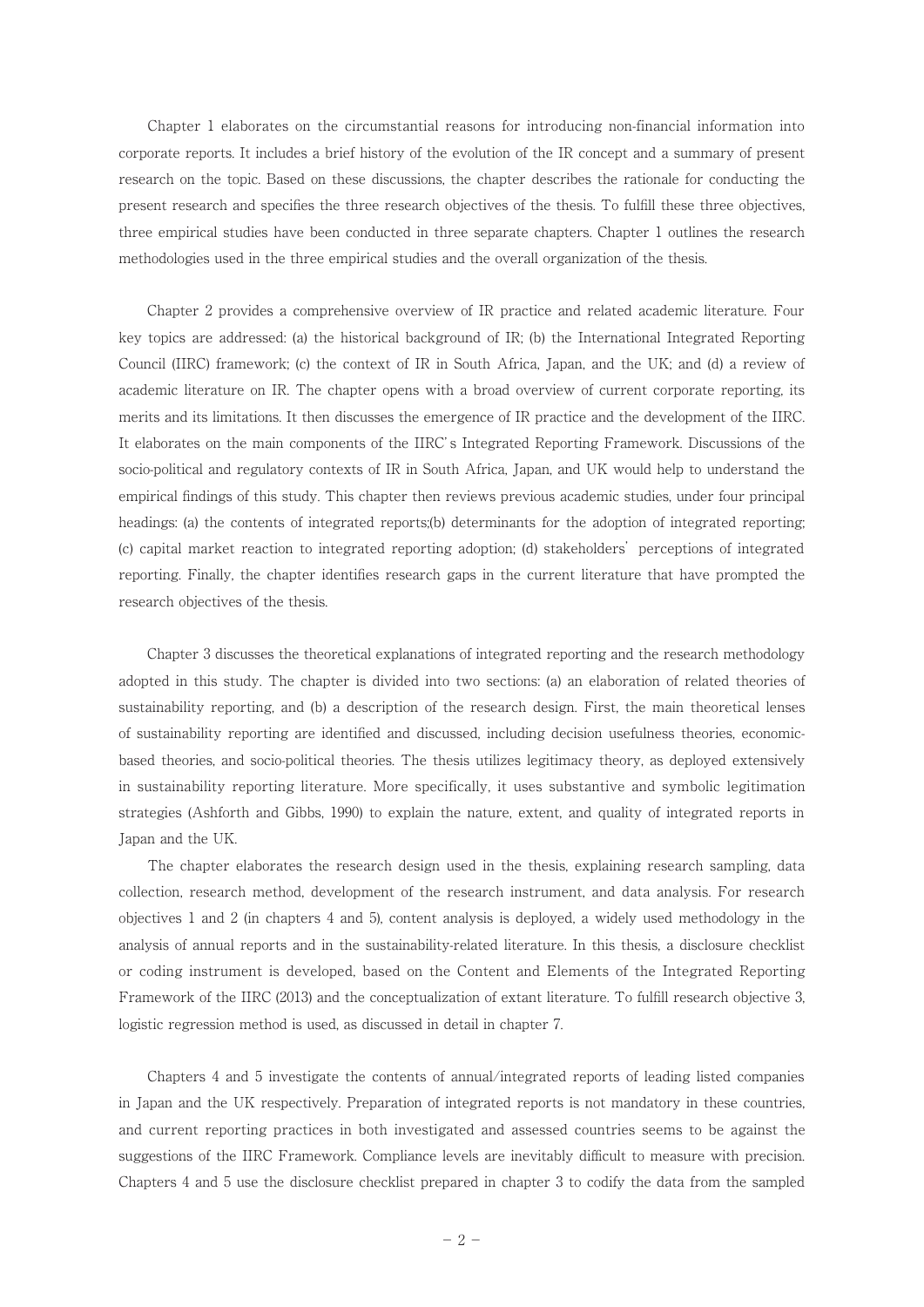Chapter 1 elaborates on the circumstantial reasons for introducing non-financial information into corporate reports. It includes a brief history of the evolution of the IR concept and a summary of present research on the topic. Based on these discussions, the chapter describes the rationale for conducting the present research and specifies the three research objectives of the thesis. To fulfill these three objectives, three empirical studies have been conducted in three separate chapters. Chapter 1 outlines the research methodologies used in the three empirical studies and the overall organization of the thesis.

Chapter 2 provides a comprehensive overview of IR practice and related academic literature. Four key topics are addressed: (a) the historical background of IR; (b) the International Integrated Reporting Council (IIRC) framework; (c) the context of IR in South Africa, Japan, and the UK; and (d) a review of academic literature on IR. The chapter opens with a broad overview of current corporate reporting, its merits and its limitations. It then discusses the emergence of IR practice and the development of the IIRC. It elaborates on the main components of the IIRC's Integrated Reporting Framework. Discussions of the socio-political and regulatory contexts of IR in South Africa, Japan, and UK would help to understand the empirical findings of this study. This chapter then reviews previous academic studies, under four principal headings: (a) the contents of integrated reports;(b) determinants for the adoption of integrated reporting; (c) capital market reaction to integrated reporting adoption; (d) stakeholders' perceptions of integrated reporting. Finally, the chapter identifies research gaps in the current literature that have prompted the research objectives of the thesis.

Chapter 3 discusses the theoretical explanations of integrated reporting and the research methodology adopted in this study. The chapter is divided into two sections: (a) an elaboration of related theories of sustainability reporting, and (b) a description of the research design. First, the main theoretical lenses of sustainability reporting are identified and discussed, including decision usefulness theories, economic-based theories, and socio-political theories. The thesis utilizes legitimacy theory, as deployed extensively in sustainability reporting literature. More specifically, it uses substantive and symbolic legitimation strategies (Ashforth and Gibbs, 1990) to explain the nature, extent, and quality of integrated reports in Japan and the UK.

The chapter elaborates the research design used in the thesis, explaining research sampling, data collection, research method, development of the research instrument, and data analysis. For research objectives 1 and 2 (in chapters 4 and 5), content analysis is deployed, a widely used methodology in the analysis of annual reports and in the sustainability-related literature. In this thesis, a disclosure checklist or coding instrument is developed, based on the Content and Elements of the Integrated Reporting Framework of the IIRC (2013) and the conceptualization of extant literature. To fulfill research objective 3, logistic regression method is used, as discussed in detail in chapter 7.

Chapters 4 and 5 investigate the contents of annual/integrated reports of leading listed companies in Japan and the UK respectively. Preparation of integrated reports is not mandatory in these countries, and current reporting practices in both investigated and assessed countries seems to be against the suggestions of the IIRC Framework. Compliance levels are inevitably difficult to measure with precision. Chapters 4 and 5 use the disclosure checklist prepared in chapter 3 to codify the data from the sampled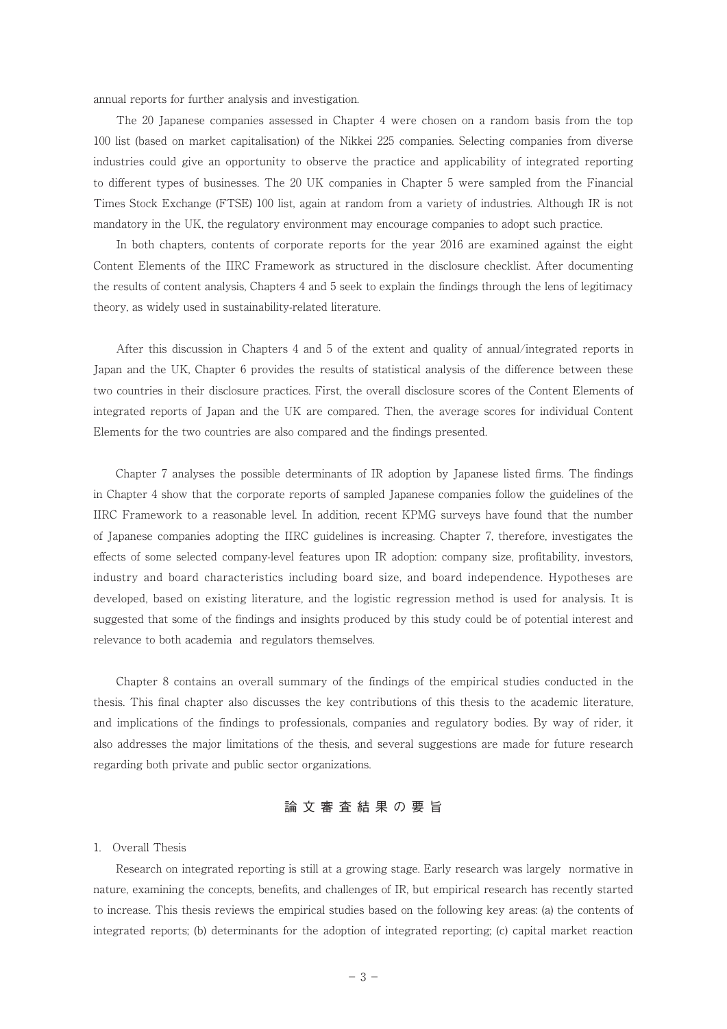annual reports for further analysis and investigation.

The 20 Japanese companies assessed in Chapter 4 were chosen on a random basis from the top 100 list (based on market capitalisation) of the Nikkei 225 companies. Selecting companies from diverse industries could give an opportunity to observe the practice and applicability of integrated reporting to different types of businesses. The 20 UK companies in Chapter 5 were sampled from the Financial Times Stock Exchange (FTSE) 100 list, again at random from a variety of industries. Although IR is not mandatory in the UK, the regulatory environment may encourage companies to adopt such practice.

In both chapters, contents of corporate reports for the year 2016 are examined against the eight Content Elements of the IIRC Framework as structured in the disclosure checklist. After documenting the results of content analysis, Chapters 4 and 5 seek to explain the findings through the lens of legitimacy theory, as widely used in sustainability-related literature.

After this discussion in Chapters 4 and 5 of the extent and quality of annual/integrated reports in Japan and the UK, Chapter 6 provides the results of statistical analysis of the difference between these two countries in their disclosure practices. First, the overall disclosure scores of the Content Elements of integrated reports of Japan and the UK are compared. Then, the average scores for individual Content Elements for the two countries are also compared and the findings presented.

Chapter 7 analyses the possible determinants of IR adoption by Japanese listed firms. The findings in Chapter 4 show that the corporate reports of sampled Japanese companies follow the guidelines of the IIRC Framework to a reasonable level. In addition, recent KPMG surveys have found that the number of Japanese companies adopting the IIRC guidelines is increasing. Chapter 7, therefore, investigates the effects of some selected company-level features upon IR adoption: company size, profitability, investors, industry and board characteristics including board size, and board independence. Hypotheses are developed, based on existing literature, and the logistic regression method is used for analysis. It is suggested that some of the findings and insights produced by this study could be of potential interest and relevance to both academia and regulators themselves.

Chapter 8 contains an overall summary of the findings of the empirical studies conducted in the thesis. This final chapter also discusses the key contributions of this thesis to the academic literature, and implications of the findings to professionals, companies and regulatory bodies. By way of rider, it also addresses the major limitations of the thesis, and several suggestions are made for future research regarding both private and public sector organizations.

## 論文審査結果の要旨

1. Overall Thesis

Research on integrated reporting is still at a growing stage. Early research was largely normative in nature, examining the concepts, benefits, and challenges of IR, but empirical research has recently started to increase. This thesis reviews the empirical studies based on the following key areas: (a) the contents of integrated reports; (b) determinants for the adoption of integrated reporting; (c) capital market reaction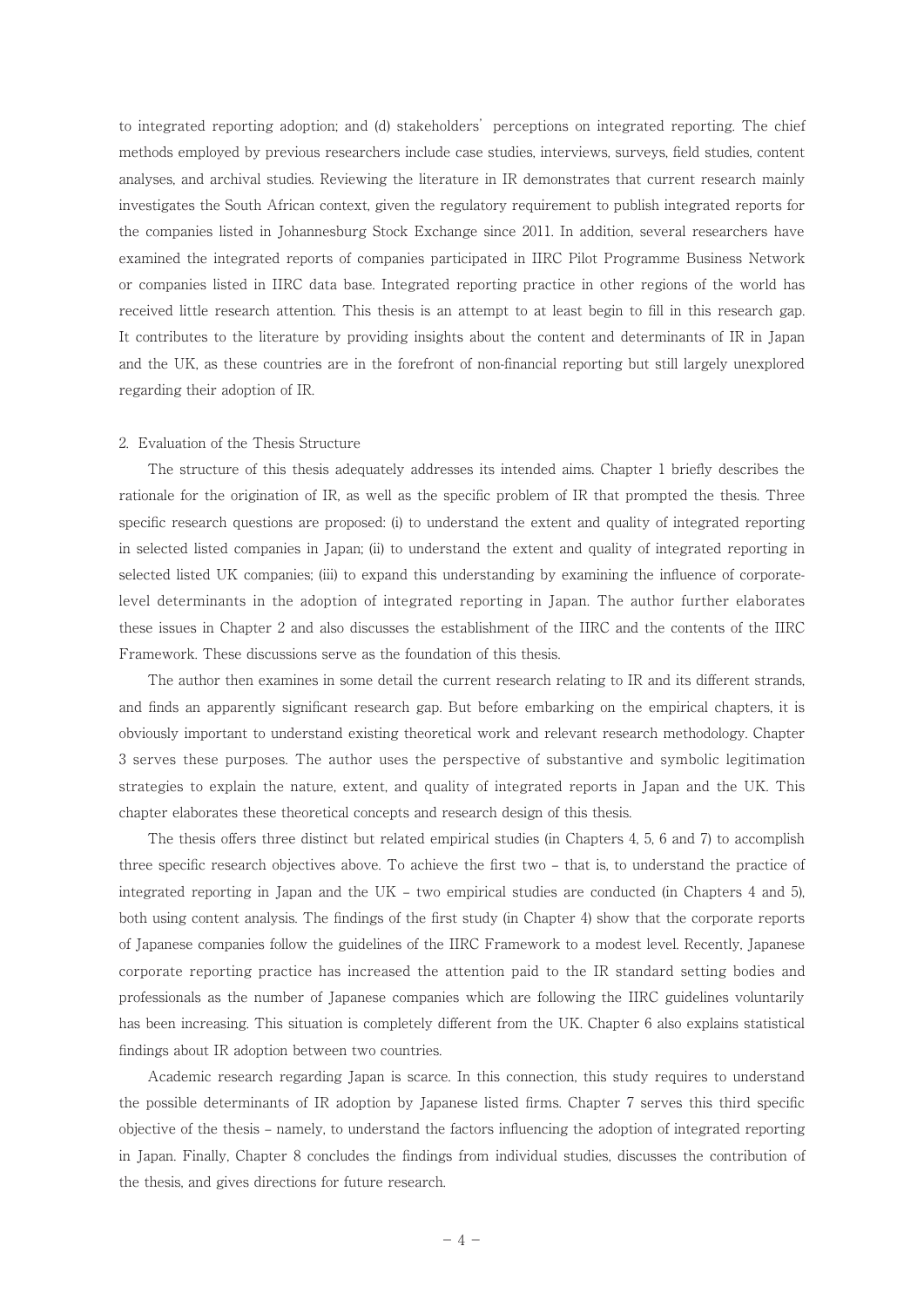to integrated reporting adoption; and (d) stakeholders' perceptions on integrated reporting. The chief methods employed by previous researchers include case studies, interviews, surveys, field studies, content analyses, and archival studies. Reviewing the literature in IR demonstrates that current research mainly investigates the South African context, given the regulatory requirement to publish integrated reports for the companies listed in Johannesburg Stock Exchange since 2011. In addition, several researchers have examined the integrated reports of companies participated in IIRC Pilot Programme Business Network or companies listed in IIRC data base. Integrated reporting practice in other regions of the world has received little research attention. This thesis is an attempt to at least begin to fill in this research gap. It contributes to the literature by providing insights about the content and determinants of IR in Japan and the UK, as these countries are in the forefront of non-financial reporting but still largely unexplored regarding their adoption of IR.

2. Evaluation of the Thesis Structure

The structure of this thesis adequately addresses its intended aims. Chapter 1 briefly describes the rationale for the origination of IR, as well as the specific problem of IR that prompted the thesis. Three specific research questions are proposed: (i) to understand the extent and quality of integrated reporting in selected listed companies in Japan; (ii) to understand the extent and quality of integrated reporting in selected listed UK companies; (iii) to expand this understanding by examining the influence of corporate-level determinants in the adoption of integrated reporting in Japan. The author further elaborates these issues in Chapter 2 and also discusses the establishment of the IIRC and the contents of the IIRC Framework. These discussions serve as the foundation of this thesis.

The author then examines in some detail the current research relating to IR and its different strands, and finds an apparently significant research gap. But before embarking on the empirical chapters, it is obviously important to understand existing theoretical work and relevant research methodology. Chapter 3 serves these purposes. The author uses the perspective of substantive and symbolic legitimation strategies to explain the nature, extent, and quality of integrated reports in Japan and the UK. This chapter elaborates these theoretical concepts and research design of this thesis.

The thesis offers three distinct but related empirical studies (in Chapters 4, 5, 6 and 7) to accomplish three specific research objectives above. To achieve the first two – that is, to understand the practice of integrated reporting in Japan and the UK – two empirical studies are conducted (in Chapters 4 and 5), both using content analysis. The findings of the first study (in Chapter 4) show that the corporate reports of Japanese companies follow the guidelines of the IIRC Framework to a modest level. Recently, Japanese corporate reporting practice has increased the attention paid to the IR standard setting bodies and professionals as the number of Japanese companies which are following the IIRC guidelines voluntarily has been increasing. This situation is completely different from the UK. Chapter 6 also explains statistical findings about IR adoption between two countries.

Academic research regarding Japan is scarce. In this connection, this study requires to understand the possible determinants of IR adoption by Japanese listed firms. Chapter 7 serves this third specific objective of the thesis – namely, to understand the factors influencing the adoption of integrated reporting in Japan. Finally, Chapter 8 concludes the findings from individual studies, discusses the contribution of the thesis, and gives directions for future research.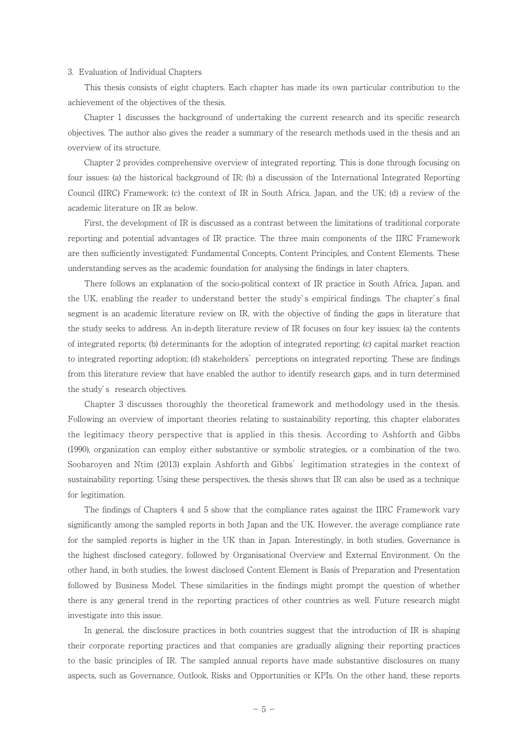## 3. Evaluation of Individual Chapters

This thesis consists of eight chapters. Each chapter has made its own particular contribution to the achievement of the objectives of the thesis.

Chapter 1 discusses the background of undertaking the current research and its specific research objectives. The author also gives the reader a summary of the research methods used in the thesis and an overview of its structure.

Chapter 2 provides comprehensive overview of integrated reporting. This is done through focusing on four issues: (a) the historical background of IR; (b) a discussion of the International Integrated Reporting Council (IIRC) Framework; (c) the context of IR in South Africa, Japan, and the UK; (d) a review of the academic literature on IR as below.

First, the development of IR is discussed as a contrast between the limitations of traditional corporate reporting and potential advantages of IR practice. The three main components of the IIRC Framework are then sufficiently investigated: Fundamental Concepts, Content Principles, and Content Elements. These understanding serves as the academic foundation for analysing the findings in later chapters.

There follows an explanation of the socio-political context of IR practice in South Africa, Japan, and the UK, enabling the reader to understand better the study's empirical findings. The chapter's final segment is an academic literature review on IR, with the objective of finding the gaps in literature that the study seeks to address. An in-depth literature review of IR focuses on four key issues: (a) the contents of integrated reports; (b) determinants for the adoption of integrated reporting; (c) capital market reaction to integrated reporting adoption; (d) stakeholders' perceptions on integrated reporting. These are findings from this literature review that have enabled the author to identify research gaps, and in turn determined the study's research objectives.

Chapter 3 discusses thoroughly the theoretical framework and methodology used in the thesis. Following an overview of important theories relating to sustainability reporting, this chapter elaborates the legitimacy theory perspective that is applied in this thesis. According to Ashforth and Gibbs (1990), organization can employ either substantive or symbolic strategies, or a combination of the two. Soobaroyen and Ntim (2013) explain Ashforth and Gibbs' legitimation strategies in the context of sustainability reporting. Using these perspectives, the thesis shows that IR can also be used as a technique for legitimation.

The findings of Chapters 4 and 5 show that the compliance rates against the IIRC Framework vary significantly among the sampled reports in both Japan and the UK. However, the average compliance rate for the sampled reports is higher in the UK than in Japan. Interestingly, in both studies, Governance is the highest disclosed category, followed by Organisational Overview and External Environment. On the other hand, in both studies, the lowest disclosed Content Element is Basis of Preparation and Presentation followed by Business Model. These similarities in the findings might prompt the question of whether there is any general trend in the reporting practices of other countries as well. Future research might investigate into this issue.

In general, the disclosure practices in both countries suggest that the introduction of IR is shaping their corporate reporting practices and that companies are gradually aligning their reporting practices to the basic principles of IR. The sampled annual reports have made substantive disclosures on many aspects, such as Governance, Outlook, Risks and Opportunities or KPIs. On the other hand, these reports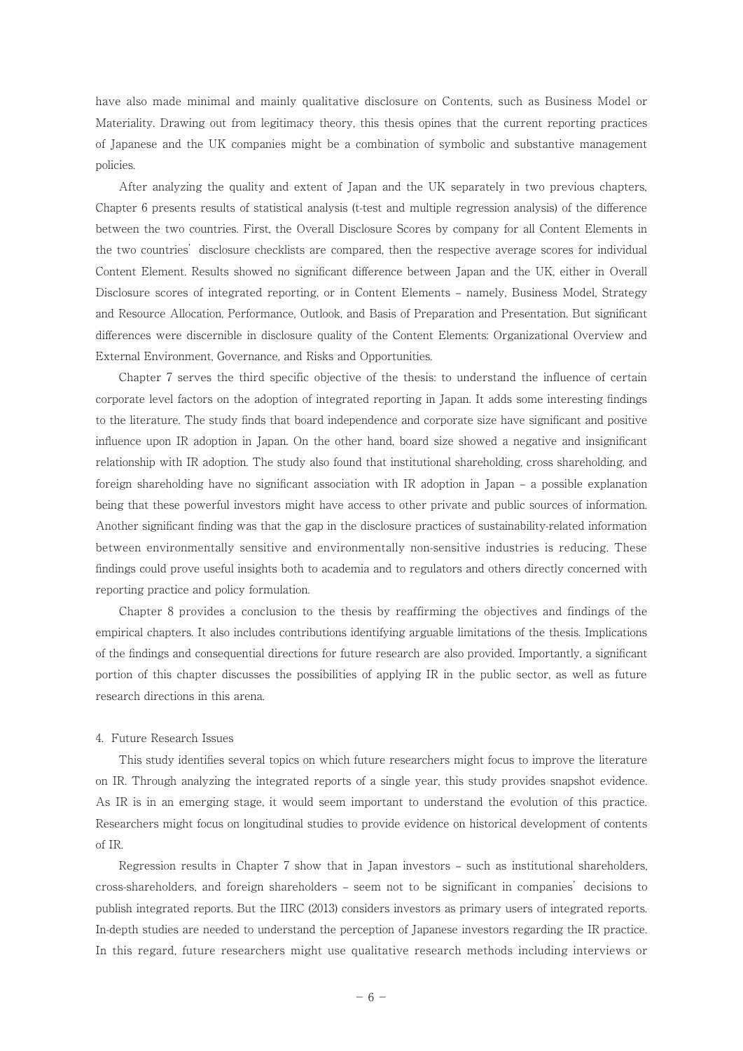have also made minimal and mainly qualitative disclosure on Contents, such as Business Model or Materiality. Drawing out from legitimacy theory, this thesis opines that the current reporting practices of Japanese and the UK companies might be a combination of symbolic and substantive management policies.

After analyzing the quality and extent of Japan and the UK separately in two previous chapters, Chapter 6 presents results of statistical analysis (t-test and multiple regression analysis) of the difference between the two countries. First, the Overall Disclosure Scores by company for all Content Elements in the two countries' disclosure checklists are compared, then the respective average scores for individual Content Element. Results showed no significant difference between Japan and the UK, either in Overall Disclosure scores of integrated reporting, or in Content Elements – namely, Business Model, Strategy and Resource Allocation, Performance, Outlook, and Basis of Preparation and Presentation. But significant differences were discernible in disclosure quality of the Content Elements: Organizational Overview and External Environment, Governance, and Risks and Opportunities.

Chapter 7 serves the third specific objective of the thesis: to understand the influence of certain corporate level factors on the adoption of integrated reporting in Japan. It adds some interesting findings to the literature. The study finds that board independence and corporate size have significant and positive influence upon IR adoption in Japan. On the other hand, board size showed a negative and insignificant relationship with IR adoption. The study also found that institutional shareholding, cross shareholding, and foreign shareholding have no significant association with IR adoption in Japan – a possible explanation being that these powerful investors might have access to other private and public sources of information. Another significant finding was that the gap in the disclosure practices of sustainability-related information between environmentally sensitive and environmentally non-sensitive industries is reducing. These findings could prove useful insights both to academia and to regulators and others directly concerned with reporting practice and policy formulation.

Chapter 8 provides a conclusion to the thesis by reaffirming the objectives and findings of the empirical chapters. It also includes contributions identifying arguable limitations of the thesis. Implications of the findings and consequential directions for future research are also provided. Importantly, a significant portion of this chapter discusses the possibilities of applying IR in the public sector, as well as future research directions in this arena.

## 4. Future Research Issues

This study identifies several topics on which future researchers might focus to improve the literature on IR. Through analyzing the integrated reports of a single year, this study provides snapshot evidence. As IR is in an emerging stage, it would seem important to understand the evolution of this practice. Researchers might focus on longitudinal studies to provide evidence on historical development of contents of IR.

Regression results in Chapter 7 show that in Japan investors – such as institutional shareholders, cross-shareholders, and foreign shareholders – seem not to be significant in companies' decisions to publish integrated reports. But the IIRC (2013) considers investors as primary users of integrated reports. In-depth studies are needed to understand the perception of Japanese investors regarding the IR practice. In this regard, future researchers might use qualitative research methods including interviews or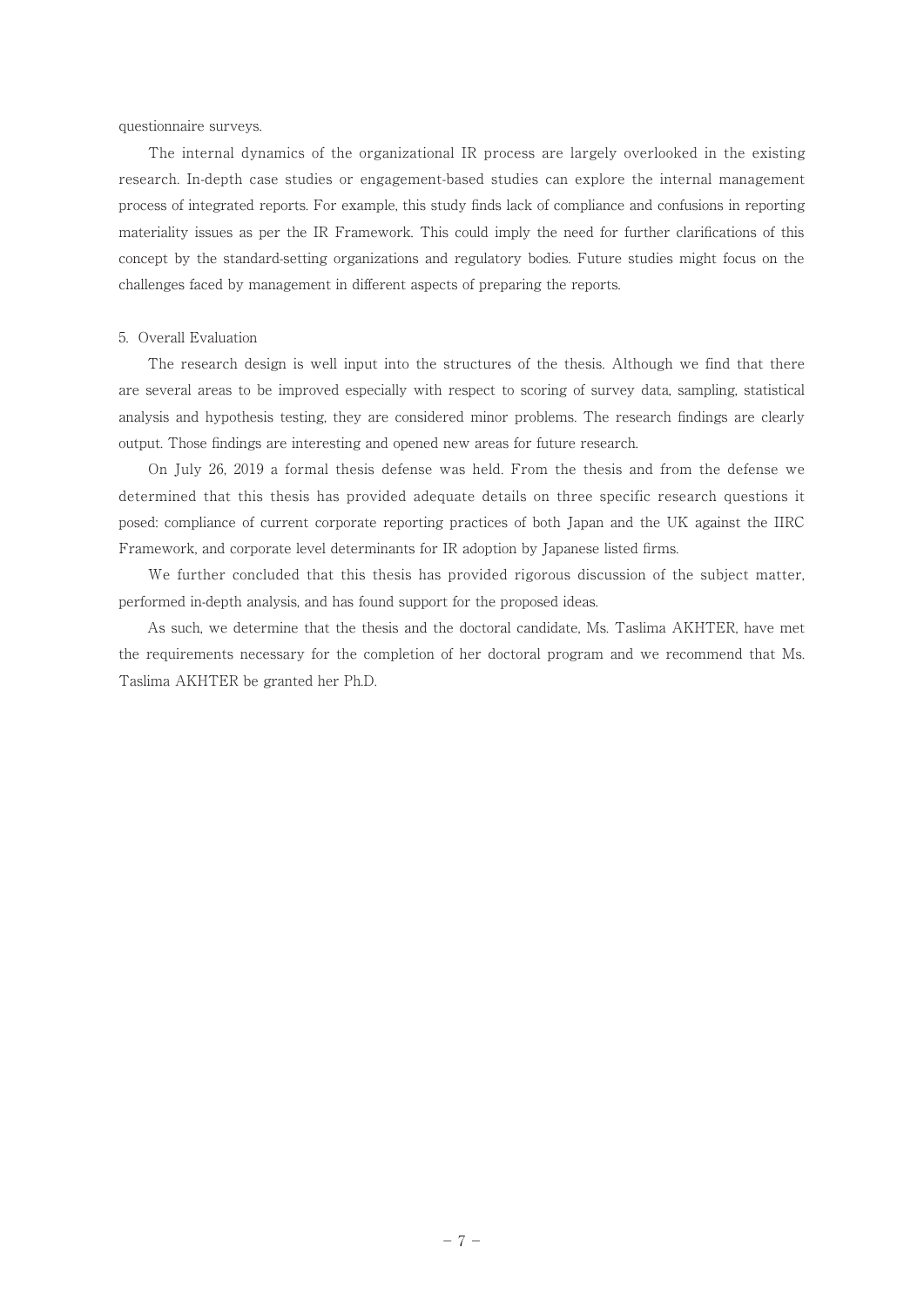questionnaire surveys.

The internal dynamics of the organizational IR process are largely overlooked in the existing research. In-depth case studies or engagement-based studies can explore the internal management process of integrated reports. For example, this study finds lack of compliance and confusions in reporting materiality issues as per the IR Framework. This could imply the need for further clarifications of this concept by the standard-setting organizations and regulatory bodies. Future studies might focus on the challenges faced by management in different aspects of preparing the reports.

5. Overall Evaluation

The research design is well input into the structures of the thesis. Although we find that there are several areas to be improved especially with respect to scoring of survey data, sampling, statistical analysis and hypothesis testing, they are considered minor problems. The research findings are clearly output. Those findings are interesting and opened new areas for future research.

On July 26, 2019 a formal thesis defense was held. From the thesis and from the defense we determined that this thesis has provided adequate details on three specific research questions it posed: compliance of current corporate reporting practices of both Japan and the UK against the IIRC Framework, and corporate level determinants for IR adoption by Japanese listed firms.

We further concluded that this thesis has provided rigorous discussion of the subject matter, performed in-depth analysis, and has found support for the proposed ideas.

As such, we determine that the thesis and the doctoral candidate, Ms. Taslima AKHTER, have met the requirements necessary for the completion of her doctoral program and we recommend that Ms. Taslima AKHTER be granted her Ph.D.